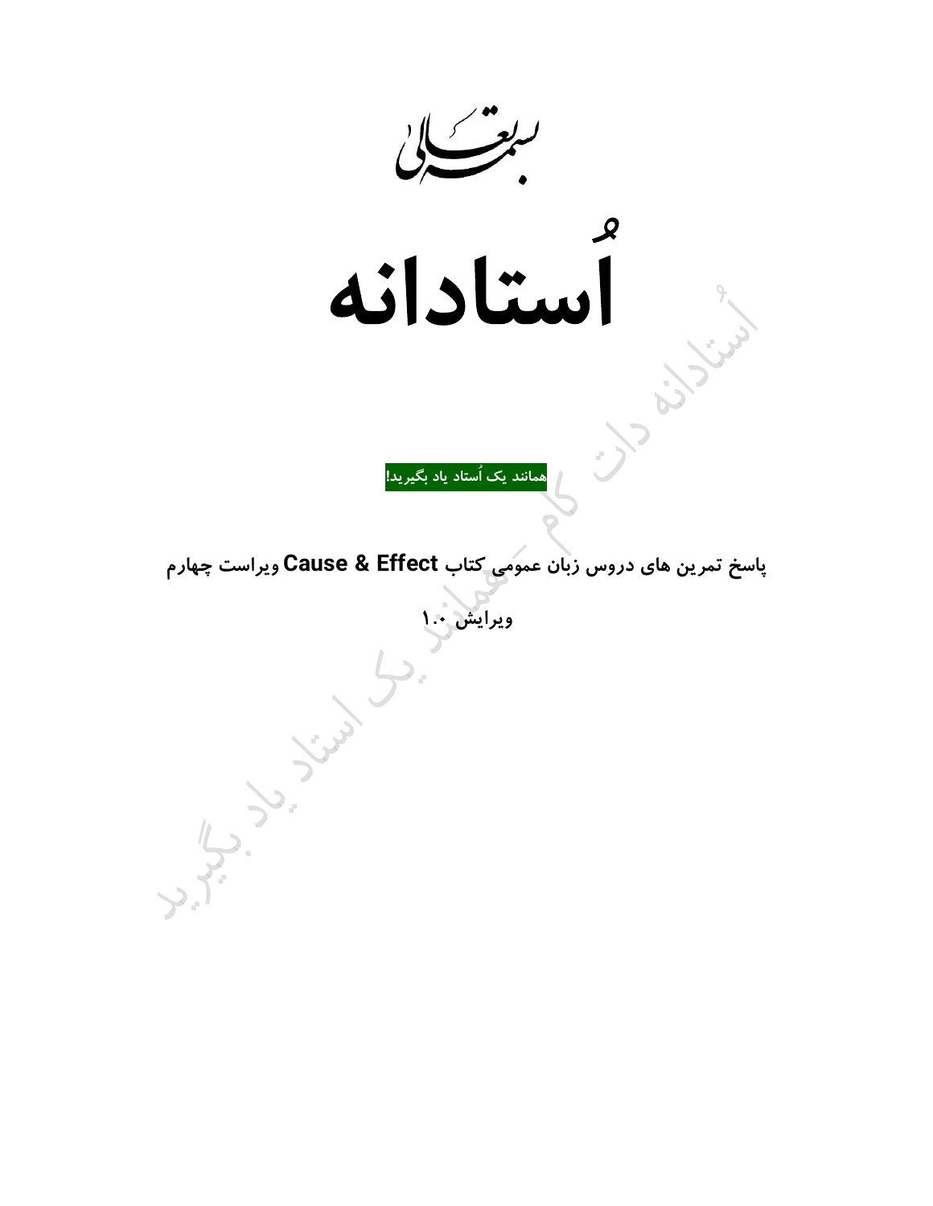بسمه تعالی

# اُستادانه

**همانند یک اُستاد یاد بگیرید!**

**پاسخ تمرین های دروس زبان عمومی کتاب Cause & Effect ویراست چهارم**

**ویرایش ۱.۰**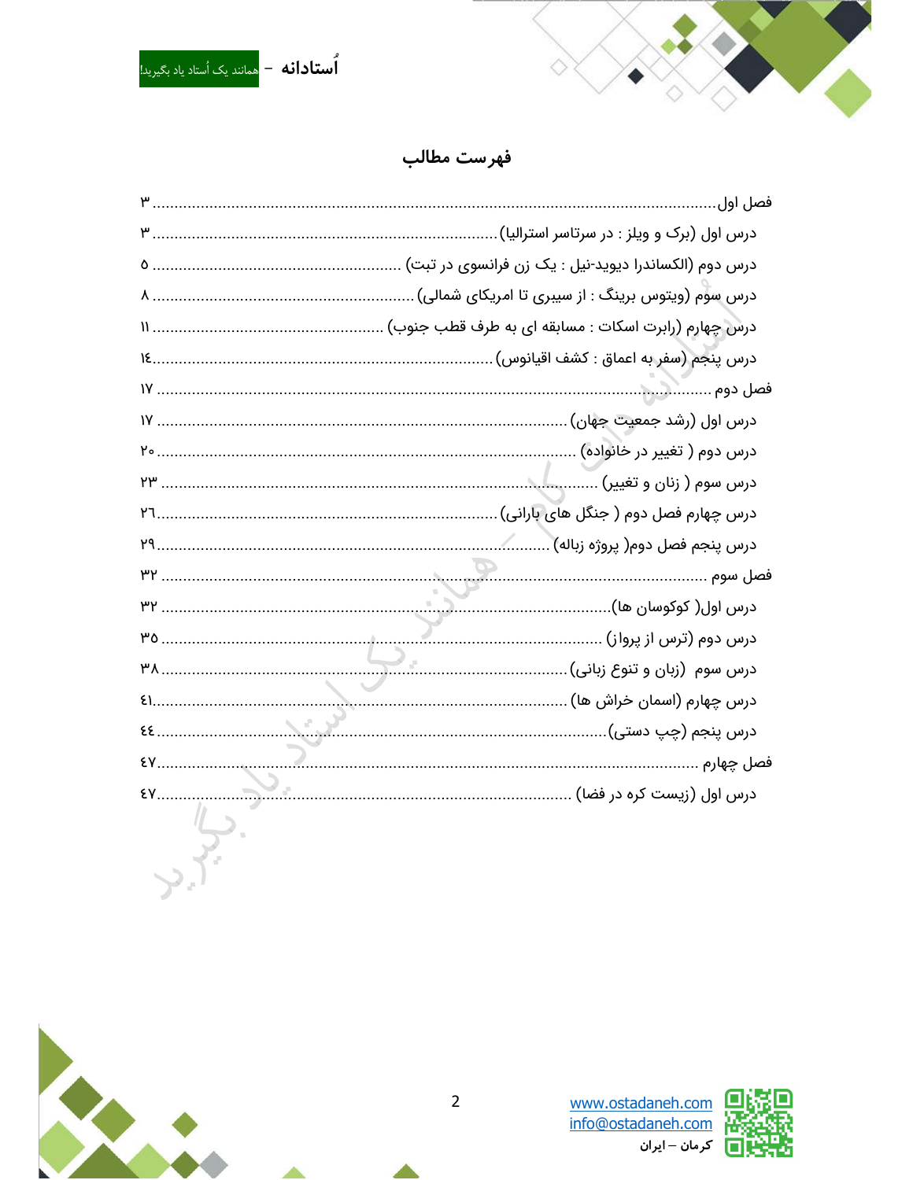# فهرست مطالب

فصل اول ........ ۳

درس اول (برک و ویلز : در سرتاسر استرالیا) ........ ۳

درس دوم (الکساندرا دیوید-نیل : یک زن فرانسوی در تبت) ........ ۵

درس سوم (ویتوس برینگ : از سیبری تا امریکای شمالی) ........ ۸

درس چهارم (رابرت اسکات : مسابقه ای به طرف قطب جنوب) ........ ۱۱

درس پنجم (سفر به اعماق : کشف اقیانوس) ........ ۱۴

فصل دوم ........ ۱۷

درس اول (رشد جمعیت جهان) ........ ۱۷

درس دوم ( تغییر در خانواده) ........ ۲۰

درس سوم ( زنان و تغییر) ........ ۲۳

درس چهارم فصل دوم ( جنگل های بارانی) ........ ۲۶

درس پنجم فصل دوم( پروژه زباله) ........ ۲۹

فصل سوم ........ ۳۲

درس اول( کوکوسان ها) ........ ۳۲

درس دوم (ترس از پرواز) ........ ۳۵

درس سوم (زبان و تنوع زبانی) ........ ۳۸

درس چهارم (اسمان خراش ها) ........ ۴۱

درس پنجم (چپ دستی) ........ ۴۴

فصل چهارم ........ ۴۷

درس اول (زیست کره در فضا) ........ ۴۷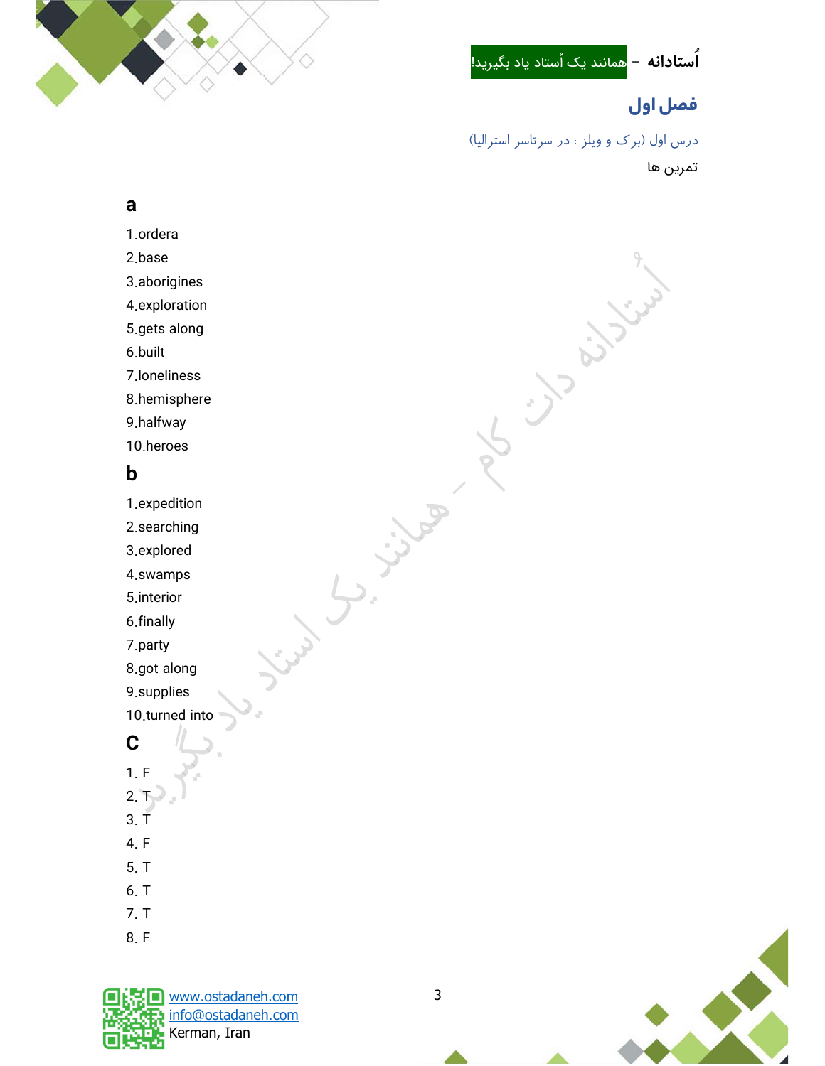## فصل اول

درس اول (برک و ویلز : در سرتاسر استرالیا)

تمرین ها

### a

1.ordera
2.base
3.aborigines
4.exploration
5.gets along
6.built
7.loneliness
8.hemisphere
9.halfway
10.heroes

### b

1.expedition
2.searching
3.explored
4.swamps
5.interior
6.finally
7.party
8.got along
9.supplies
10.turned into

### C

1. F
2. T
3. T
4. F
5. T
6. T
7. T
8. F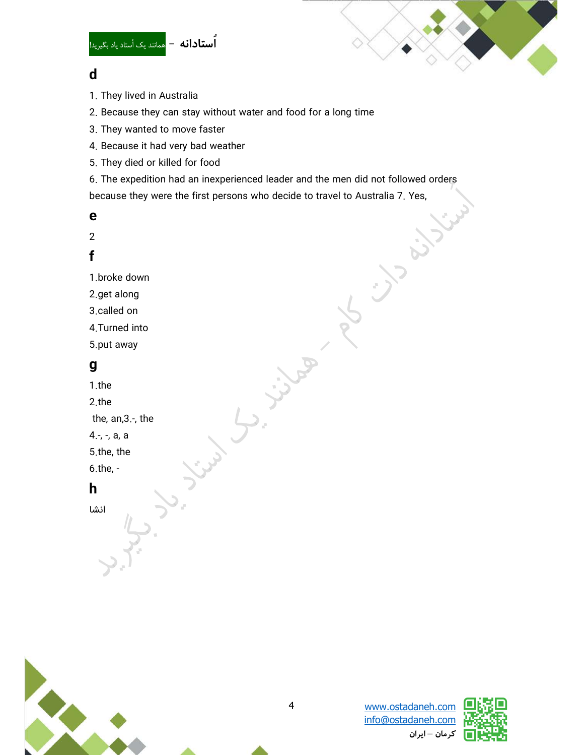## d

1. They lived in Australia
2. Because they can stay without water and food for a long time
3. They wanted to move faster
4. Because it had very bad weather
5. They died or killed for food
6. The expedition had an inexperienced leader and the men did not followed orders because they were the first persons who decide to travel to Australia 7. Yes,

## e

2

## f

1.broke down
2.get along
3.called on
4.Turned into
5.put away

## g

1.the
2.the
the, an,3.-, the
4.-, -, a, a
5.the, the
6.the, -

## h

انشا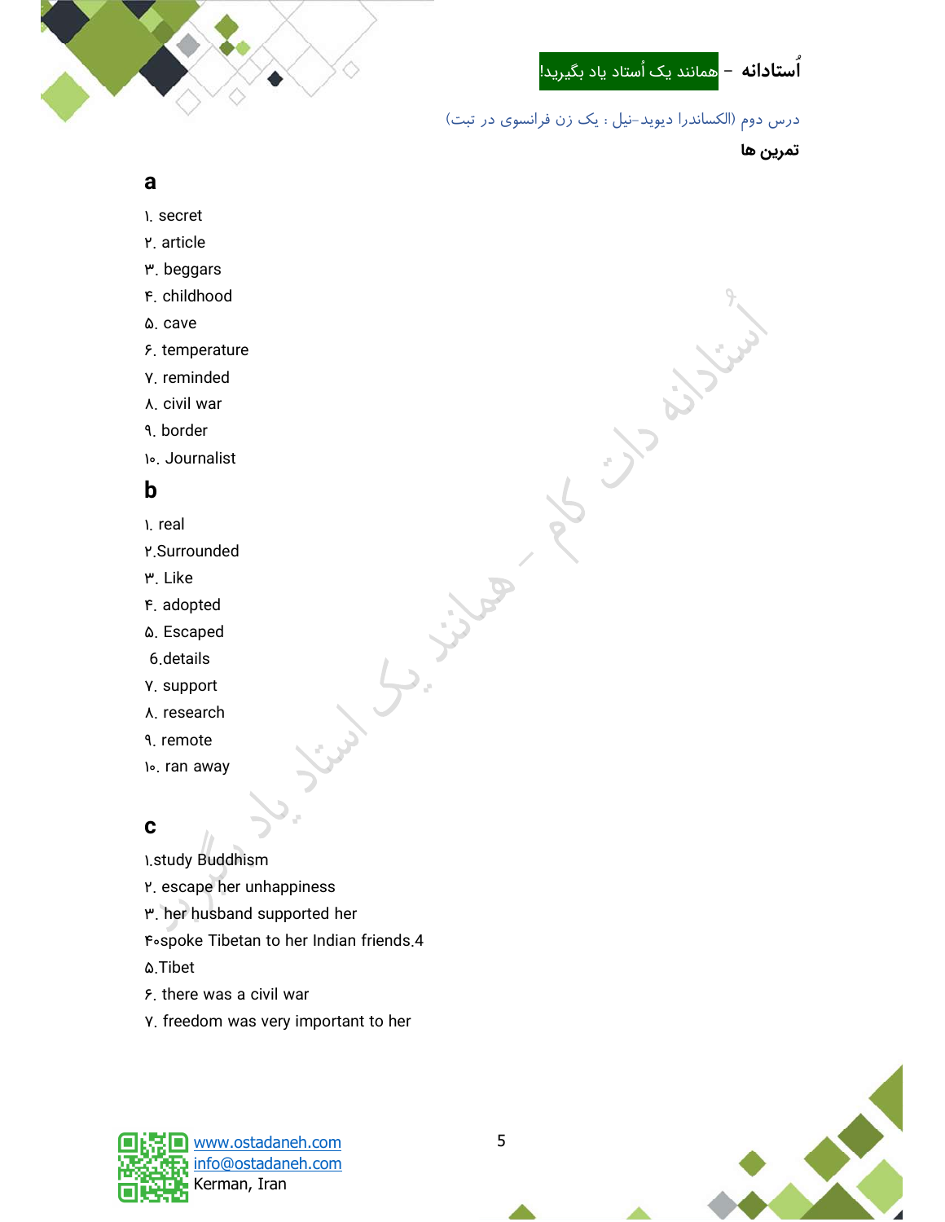درس دوم (الکساندرا دیوید-نیل : یک زن فرانسوی در تبت)

**تمرین ها**

## a

۱. secret
۲. article
۳. beggars
۴. childhood
۵. cave
۶. temperature
۷. reminded
۸. civil war
۹. border
۱۰. Journalist

## b

۱. real
۲.Surrounded
۳. Like
۴. adopted
۵. Escaped
6.details
۷. support
۸. research
۹. remote
۱۰. ran away

## c

۱.study Buddhism
۲. escape her unhappiness
۳. her husband supported her
۴۰spoke Tibetan to her Indian friends.4
۵.Tibet
۶. there was a civil war
۷. freedom was very important to her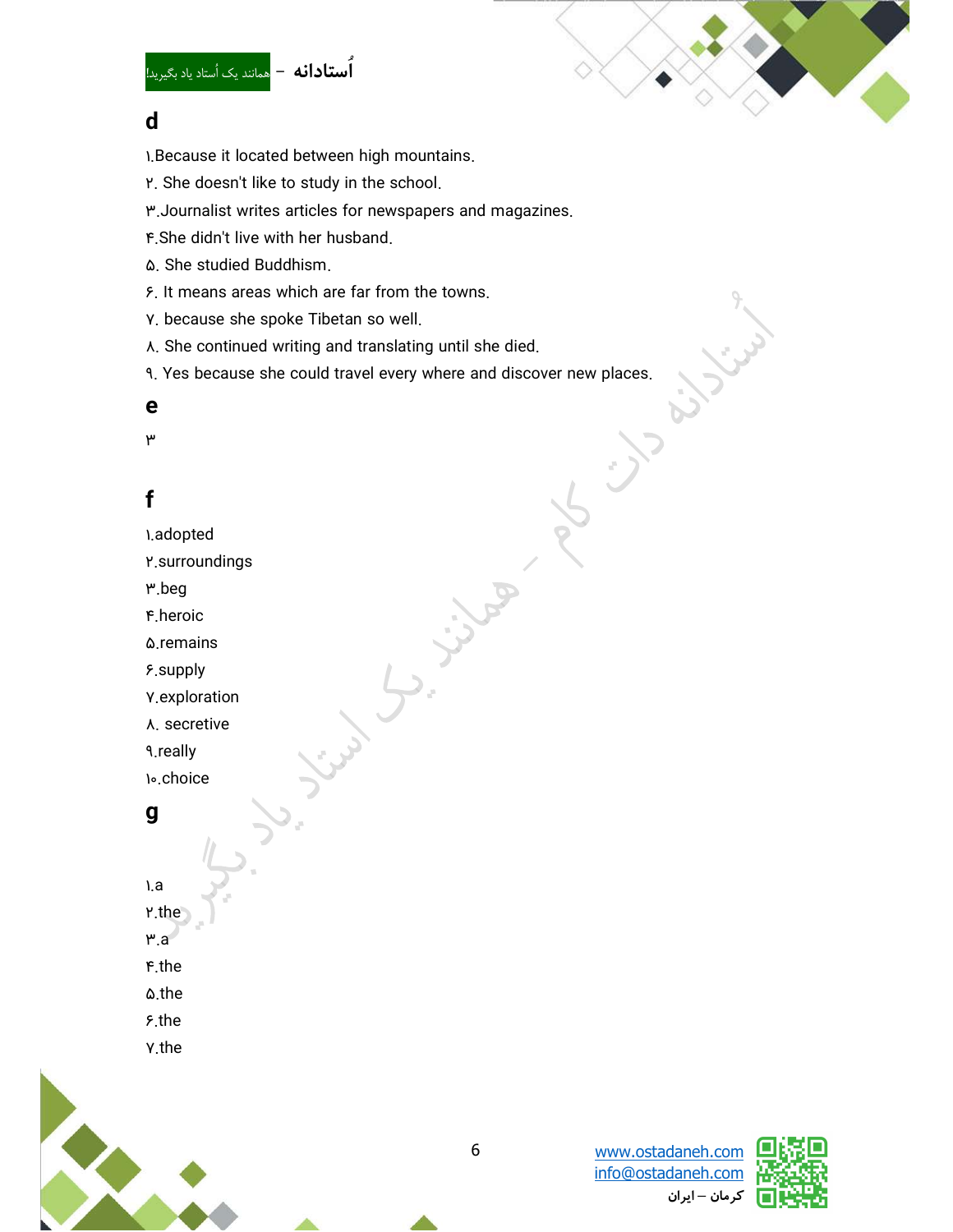## d

۱.Because it located between high mountains.

۲. She doesn't like to study in the school.

۳.Journalist writes articles for newspapers and magazines.

۴.She didn't live with her husband.

۵. She studied Buddhism.

۶. It means areas which are far from the towns.

۷. because she spoke Tibetan so well.

۸. She continued writing and translating until she died.

۹. Yes because she could travel every where and discover new places.

## e

۳

## f

۱.adopted

۲.surroundings

۳.beg

۴.heroic

۵.remains

۶.supply

۷.exploration

۸. secretive

۹.really

۱۰.choice

## g

۱.a

۲.the

۳.a

۴.the

۵.the

۶.the

۷.the